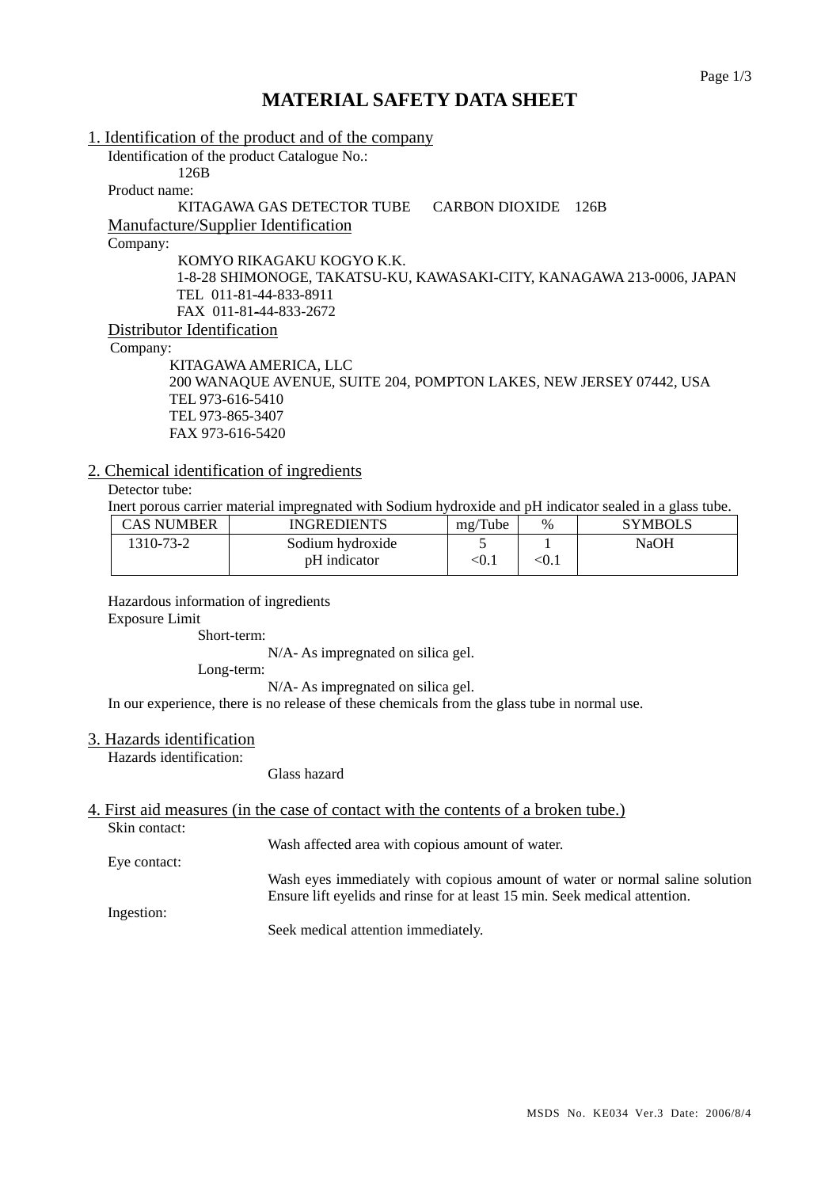# MATERIAL SAFETY DATA SHEET

## 1. Identification of the product and of the company

Identification of the product Catalogue No.:

126B

Product name:

KITAGAWA GAS DETECTOR TUBE CARBON DIOXIDE 126B

### Manufacture/Supplier Identification

Company:

KOMYO RIKAGAKU KOGYO K.K.
1-8-28 SHIMONOGE, TAKATSU-KU, KAWASAKI-CITY, KANAGAWA 213-0006, JAPAN
TEL 011-81-44-833-8911
FAX 011-81-44-833-2672

### Distributor Identification

Company:

KITAGAWA AMERICA, LLC
200 WANAQUE AVENUE, SUITE 204, POMPTON LAKES, NEW JERSEY 07442, USA
TEL 973-616-5410
TEL 973-865-3407
FAX 973-616-5420

## 2. Chemical identification of ingredients

Detector tube:

Inert porous carrier material impregnated with Sodium hydroxide and pH indicator sealed in a glass tube.

| CAS NUMBER | INGREDIENTS | mg/Tube | % | SYMBOLS |
|---|---|---|---|---|
| 1310-73-2 | Sodium hydroxide | 5 | 1 | NaOH |
| | pH indicator | <0.1 | <0.1 | |

Hazardous information of ingredients

Exposure Limit

Short-term:

N/A- As impregnated on silica gel.

Long-term:

N/A- As impregnated on silica gel.

In our experience, there is no release of these chemicals from the glass tube in normal use.

## 3. Hazards identification

Hazards identification:

Glass hazard

## 4. First aid measures (in the case of contact with the contents of a broken tube.)

Skin contact:

Wash affected area with copious amount of water.

Eye contact:

Wash eyes immediately with copious amount of water or normal saline solution Ensure lift eyelids and rinse for at least 15 min. Seek medical attention.

Ingestion:

Seek medical attention immediately.

MSDS No. KE034 Ver.3 Date: 2006/8/4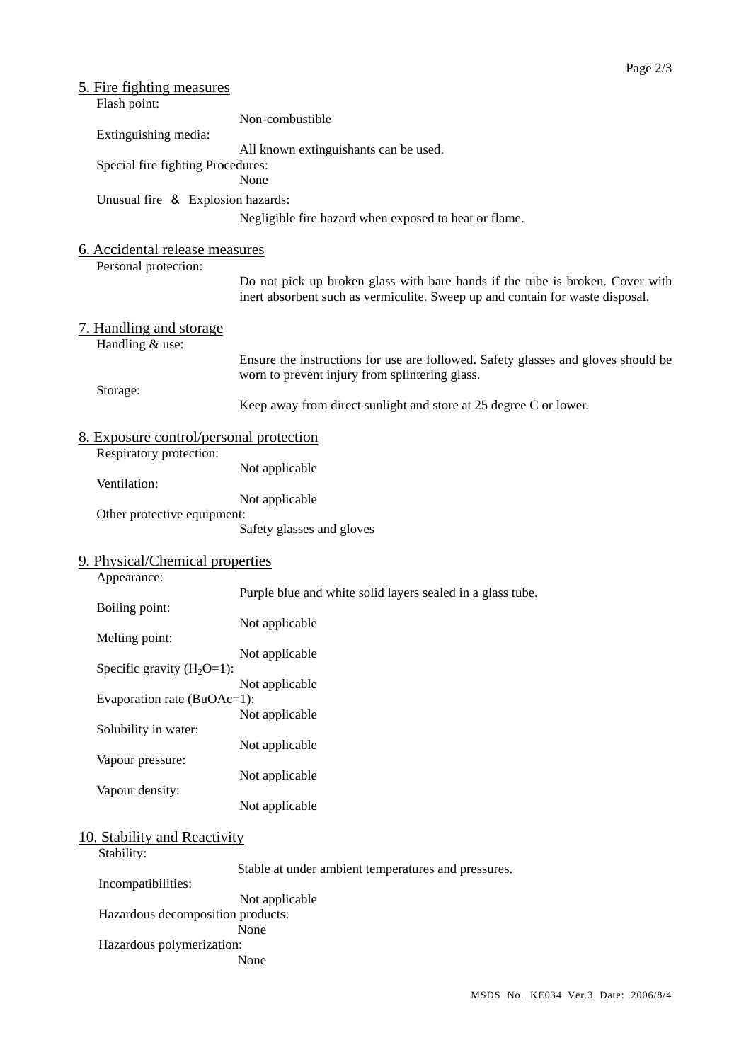## 5. Fire fighting measures

Flash point:
Non-combustible

Extinguishing media:
All known extinguishants can be used.

Special fire fighting Procedures:
None

Unusual fire ＆ Explosion hazards:
Negligible fire hazard when exposed to heat or flame.

## 6. Accidental release measures

Personal protection:
Do not pick up broken glass with bare hands if the tube is broken. Cover with inert absorbent such as vermiculite. Sweep up and contain for waste disposal.

## 7. Handling and storage

Handling & use:
Ensure the instructions for use are followed. Safety glasses and gloves should be worn to prevent injury from splintering glass.

Storage:
Keep away from direct sunlight and store at 25 degree C or lower.

## 8. Exposure control/personal protection

Respiratory protection:
Not applicable

Ventilation:
Not applicable

Other protective equipment:
Safety glasses and gloves

## 9. Physical/Chemical properties

Appearance:
Purple blue and white solid layers sealed in a glass tube.

Boiling point:
Not applicable

Melting point:
Not applicable

Specific gravity ($H_2O$=1):
Not applicable

Evaporation rate (BuOAc=1):
Not applicable

Solubility in water:
Not applicable

Vapour pressure:
Not applicable

Vapour density:
Not applicable

## 10. Stability and Reactivity

Stability:
Stable at under ambient temperatures and pressures.

Incompatibilities:
Not applicable

Hazardous decomposition products:
None

Hazardous polymerization:
None

MSDS No. KE034 Ver.3 Date: 2006/8/4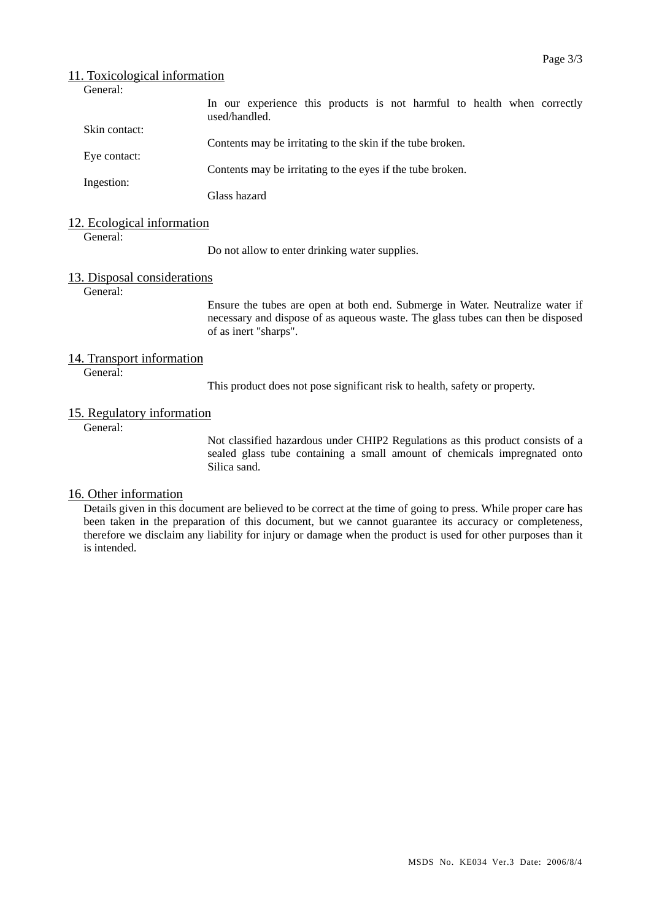## 11. Toxicological information

General:

In our experience this products is not harmful to health when correctly used/handled.

Skin contact:

Contents may be irritating to the skin if the tube broken.

Eye contact:

Contents may be irritating to the eyes if the tube broken.

Ingestion:

Glass hazard

## 12. Ecological information

General:

Do not allow to enter drinking water supplies.

## 13. Disposal considerations

General:

Ensure the tubes are open at both end. Submerge in Water. Neutralize water if necessary and dispose of as aqueous waste. The glass tubes can then be disposed of as inert "sharps".

## 14. Transport information

General:

This product does not pose significant risk to health, safety or property.

## 15. Regulatory information

General:

Not classified hazardous under CHIP2 Regulations as this product consists of a sealed glass tube containing a small amount of chemicals impregnated onto Silica sand.

## 16. Other information

Details given in this document are believed to be correct at the time of going to press. While proper care has been taken in the preparation of this document, but we cannot guarantee its accuracy or completeness, therefore we disclaim any liability for injury or damage when the product is used for other purposes than it is intended.

MSDS No. KE034 Ver.3 Date: 2006/8/4